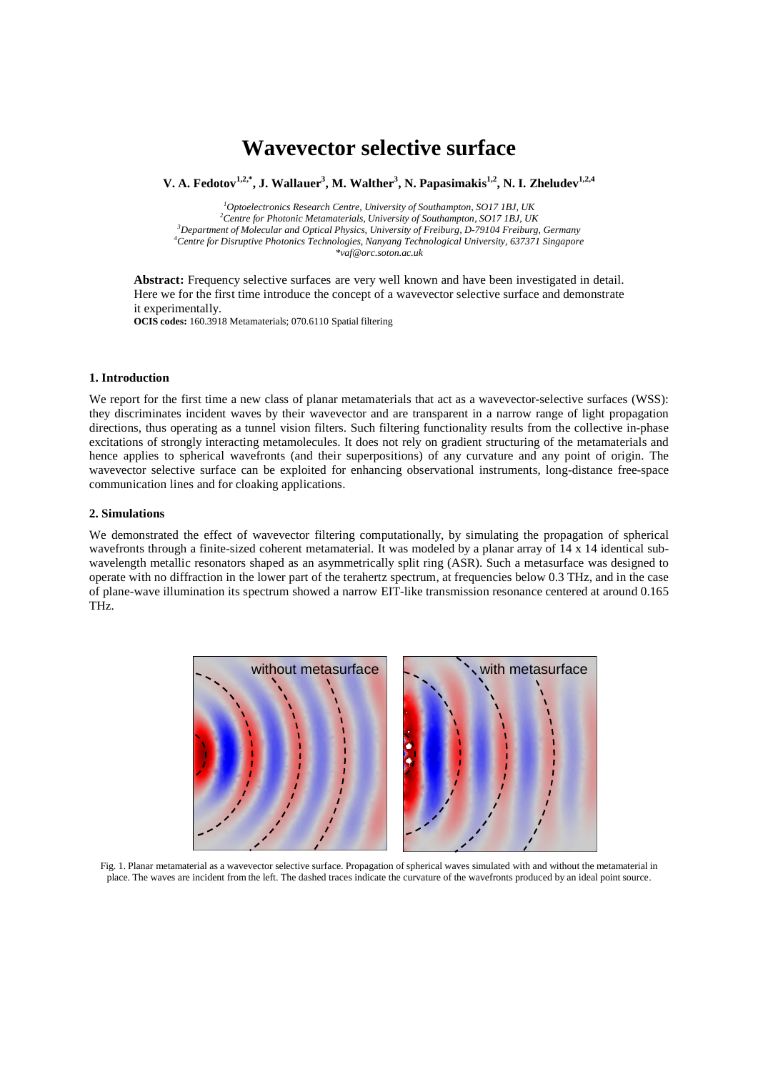# Wavevector selective surface

**V. A. Fedotov[1,2,*], J. Wallauer[3], M. Walther[3], N. Papasimakis[1,2], N. I. Zheludev[1,2,4]**

[1]*Optoelectronics Research Centre, University of Southampton, SO17 1BJ, UK*
[2]*Centre for Photonic Metamaterials, University of Southampton, SO17 1BJ, UK*
[3]*Department of Molecular and Optical Physics, University of Freiburg, D-79104 Freiburg, Germany*
[4]*Centre for Disruptive Photonics Technologies, Nanyang Technological University, 637371 Singapore*
**vaf@orc.soton.ac.uk*

**Abstract:** Frequency selective surfaces are very well known and have been investigated in detail. Here we for the first time introduce the concept of a wavevector selective surface and demonstrate it experimentally.

**OCIS codes:** 160.3918 Metamaterials; 070.6110 Spatial filtering

### 1. Introduction

We report for the first time a new class of planar metamaterials that act as a wavevector-selective surfaces (WSS): they discriminates incident waves by their wavevector and are transparent in a narrow range of light propagation directions, thus operating as a tunnel vision filters. Such filtering functionality results from the collective in-phase excitations of strongly interacting metamolecules. It does not rely on gradient structuring of the metamaterials and hence applies to spherical wavefronts (and their superpositions) of any curvature and any point of origin. The wavevector selective surface can be exploited for enhancing observational instruments, long-distance free-space communication lines and for cloaking applications.

### 2. Simulations

We demonstrated the effect of wavevector filtering computationally, by simulating the propagation of spherical wavefronts through a finite-sized coherent metamaterial. It was modeled by a planar array of 14 x 14 identical sub-wavelength metallic resonators shaped as an asymmetrically split ring (ASR). Such a metasurface was designed to operate with no diffraction in the lower part of the terahertz spectrum, at frequencies below 0.3 THz, and in the case of plane-wave illumination its spectrum showed a narrow EIT-like transmission resonance centered at around 0.165 THz.

Fig. 1. Planar metamaterial as a wavevector selective surface. Propagation of spherical waves simulated with and without the metamaterial in place. The waves are incident from the left. The dashed traces indicate the curvature of the wavefronts produced by an ideal point source.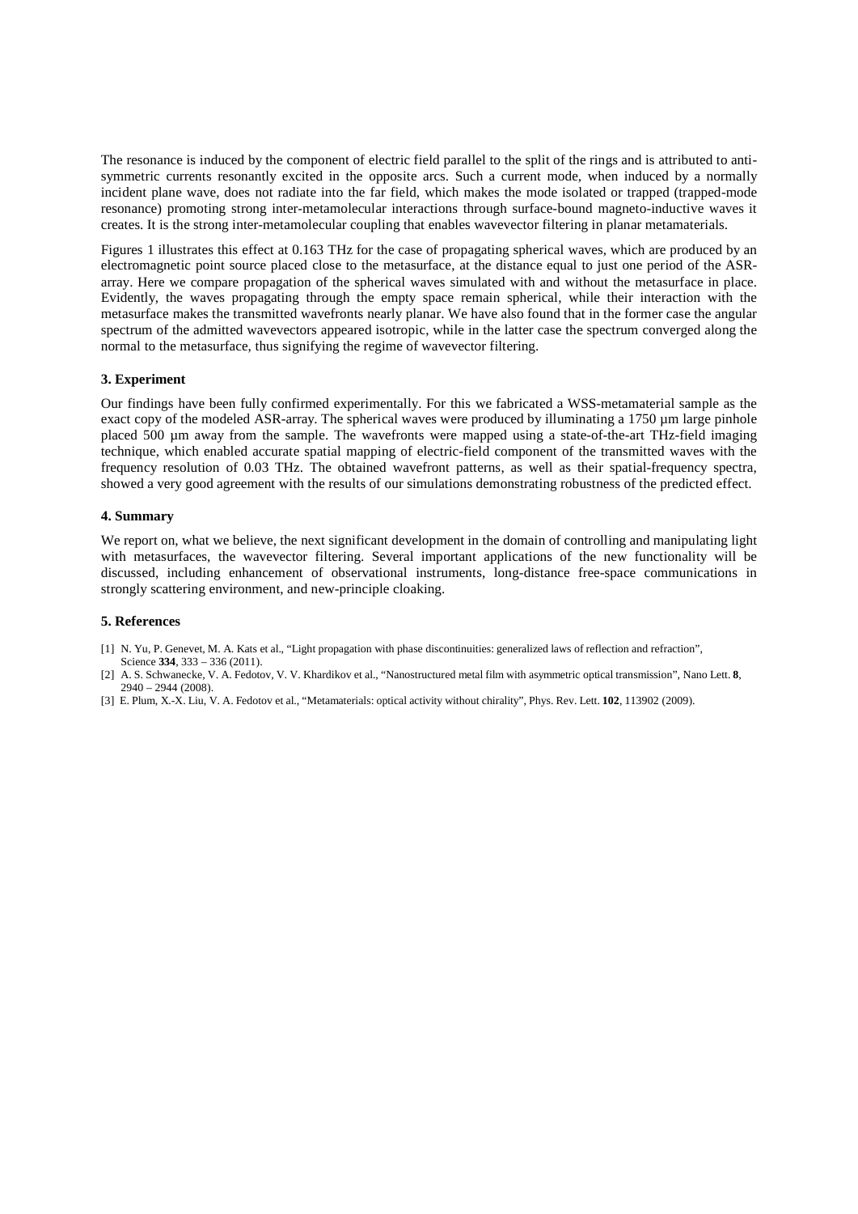The resonance is induced by the component of electric field parallel to the split of the rings and is attributed to anti-symmetric currents resonantly excited in the opposite arcs. Such a current mode, when induced by a normally incident plane wave, does not radiate into the far field, which makes the mode isolated or trapped (trapped-mode resonance) promoting strong inter-metamolecular interactions through surface-bound magneto-inductive waves it creates. It is the strong inter-metamolecular coupling that enables wavevector filtering in planar metamaterials.

Figures 1 illustrates this effect at 0.163 THz for the case of propagating spherical waves, which are produced by an electromagnetic point source placed close to the metasurface, at the distance equal to just one period of the ASR-array. Here we compare propagation of the spherical waves simulated with and without the metasurface in place. Evidently, the waves propagating through the empty space remain spherical, while their interaction with the metasurface makes the transmitted wavefronts nearly planar. We have also found that in the former case the angular spectrum of the admitted wavevectors appeared isotropic, while in the latter case the spectrum converged along the normal to the metasurface, thus signifying the regime of wavevector filtering.

### 3. Experiment

Our findings have been fully confirmed experimentally. For this we fabricated a WSS-metamaterial sample as the exact copy of the modeled ASR-array. The spherical waves were produced by illuminating a 1750 µm large pinhole placed 500 µm away from the sample. The wavefronts were mapped using a state-of-the-art THz-field imaging technique, which enabled accurate spatial mapping of electric-field component of the transmitted waves with the frequency resolution of 0.03 THz. The obtained wavefront patterns, as well as their spatial-frequency spectra, showed a very good agreement with the results of our simulations demonstrating robustness of the predicted effect.

### 4. Summary

We report on, what we believe, the next significant development in the domain of controlling and manipulating light with metasurfaces, the wavevector filtering. Several important applications of the new functionality will be discussed, including enhancement of observational instruments, long-distance free-space communications in strongly scattering environment, and new-principle cloaking.

### 5. References

[1] N. Yu, P. Genevet, M. A. Kats et al., "Light propagation with phase discontinuities: generalized laws of reflection and refraction", Science **334**, 333 – 336 (2011).

[2] A. S. Schwanecke, V. A. Fedotov, V. V. Khardikov et al., "Nanostructured metal film with asymmetric optical transmission", Nano Lett. **8**, 2940 – 2944 (2008).

[3] E. Plum, X.-X. Liu, V. A. Fedotov et al., "Metamaterials: optical activity without chirality", Phys. Rev. Lett. **102**, 113902 (2009).